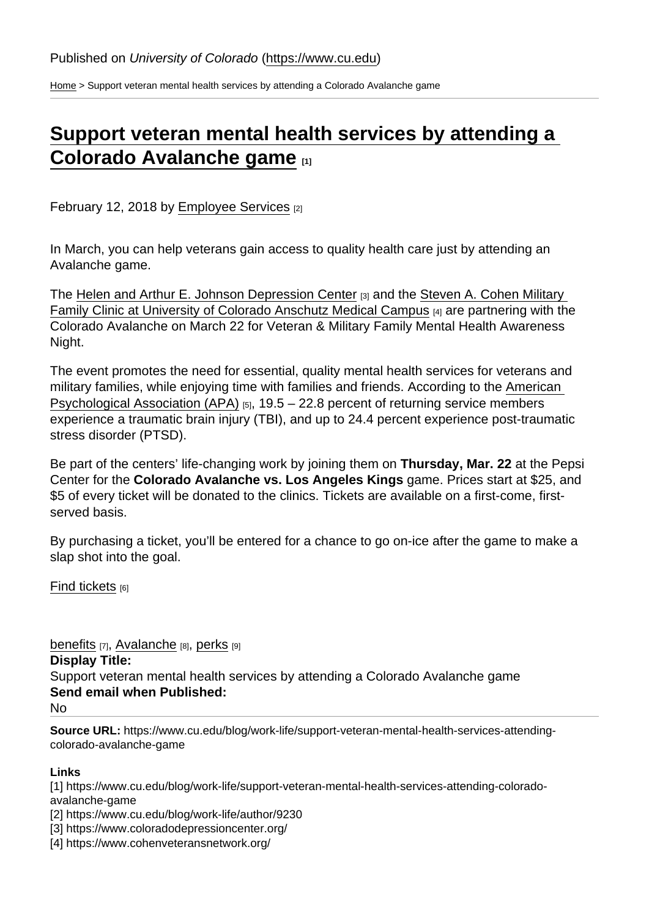Published on *University of Colorado* (https://www.cu.edu)

Home > Support veteran mental health services by attending a Colorado Avalanche game

# Support veteran mental health services by attending a Colorado Avalanche game [1]

February 12, 2018 by Employee Services [2]

In March, you can help veterans gain access to quality health care just by attending an Avalanche game.

The Helen and Arthur E. Johnson Depression Center [3] and the Steven A. Cohen Military Family Clinic at University of Colorado Anschutz Medical Campus [4] are partnering with the Colorado Avalanche on March 22 for Veteran & Military Family Mental Health Awareness Night.

The event promotes the need for essential, quality mental health services for veterans and military families, while enjoying time with families and friends. According to the American Psychological Association (APA) [5], 19.5 – 22.8 percent of returning service members experience a traumatic brain injury (TBI), and up to 24.4 percent experience post-traumatic stress disorder (PTSD).

Be part of the centers' life-changing work by joining them on **Thursday, Mar. 22** at the Pepsi Center for the **Colorado Avalanche vs. Los Angeles Kings** game. Prices start at $25, and $5 of every ticket will be donated to the clinics. Tickets are available on a first-come, first-served basis.

By purchasing a ticket, you'll be entered for a chance to go on-ice after the game to make a slap shot into the goal.

Find tickets [6]

benefits [7], Avalanche [8], perks [9]

**Display Title:**
Support veteran mental health services by attending a Colorado Avalanche game

**Send email when Published:**
No

**Source URL:** https://www.cu.edu/blog/work-life/support-veteran-mental-health-services-attending-colorado-avalanche-game

**Links**

[1] https://www.cu.edu/blog/work-life/support-veteran-mental-health-services-attending-colorado-avalanche-game
[2] https://www.cu.edu/blog/work-life/author/9230
[3] https://www.coloradodepressioncenter.org/
[4] https://www.cohenveteransnetwork.org/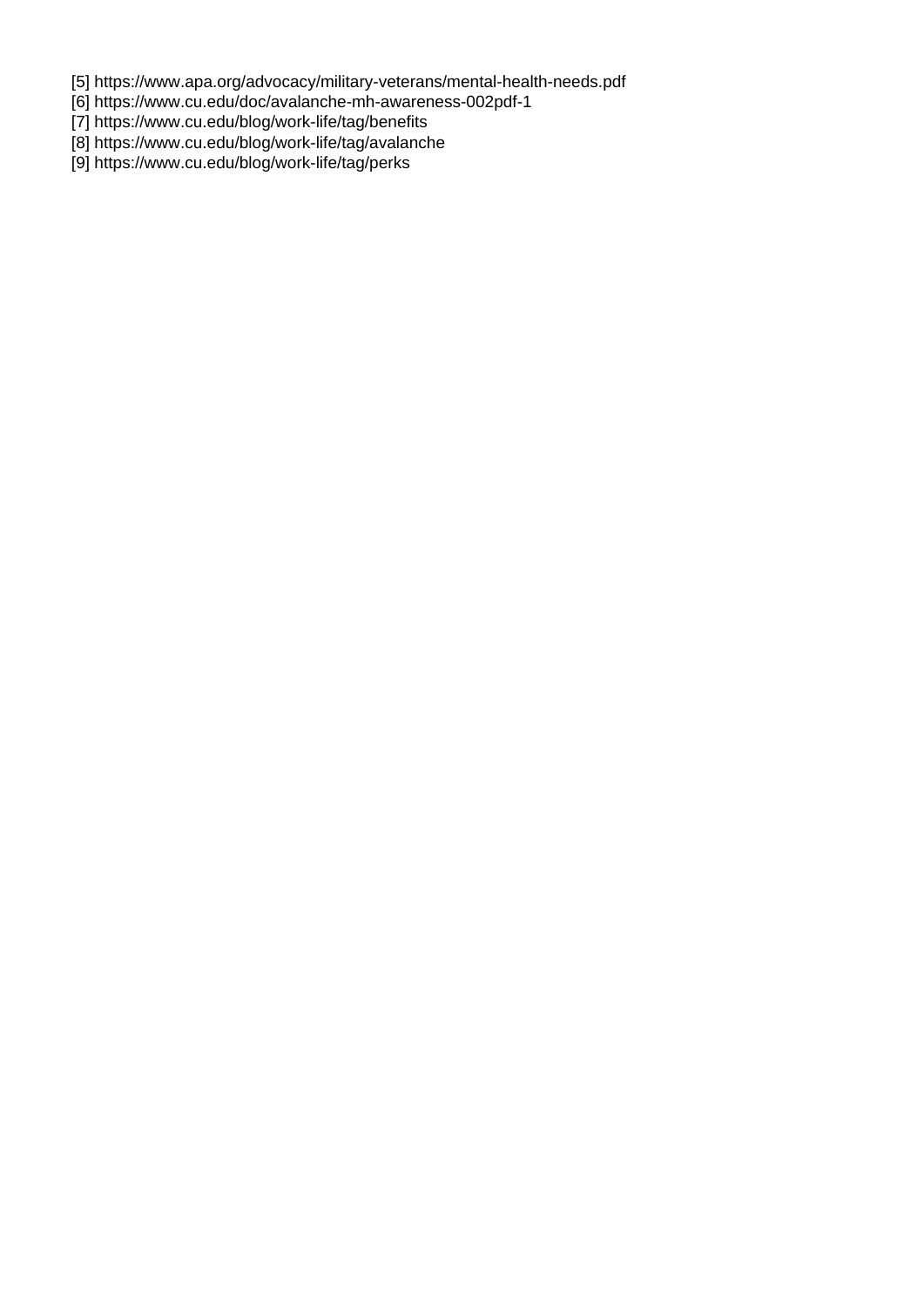[5] https://www.apa.org/advocacy/military-veterans/mental-health-needs.pdf
[6] https://www.cu.edu/doc/avalanche-mh-awareness-002pdf-1
[7] https://www.cu.edu/blog/work-life/tag/benefits
[8] https://www.cu.edu/blog/work-life/tag/avalanche
[9] https://www.cu.edu/blog/work-life/tag/perks